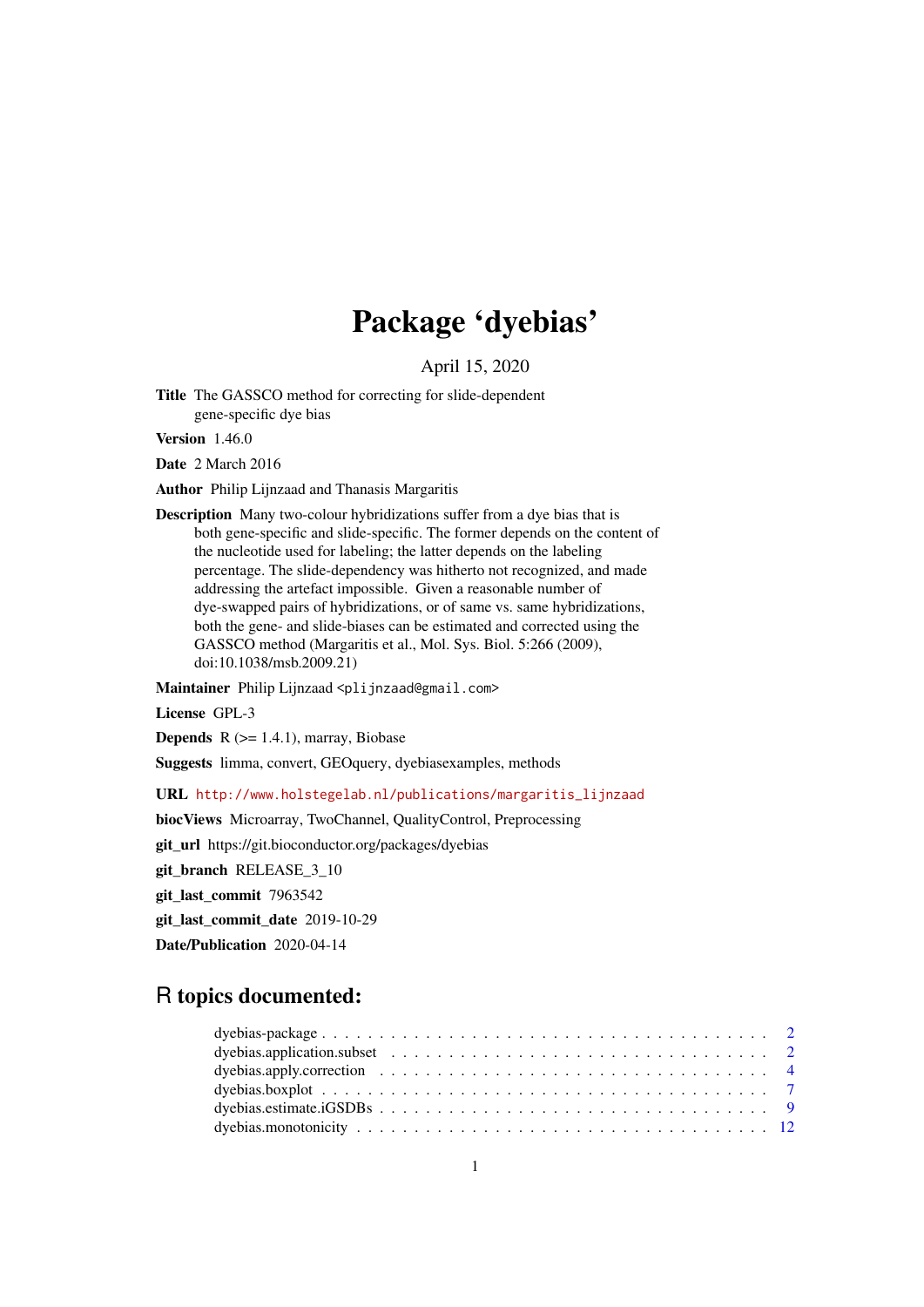# Package 'dyebias'

April 15, 2020

**Title** The GASSCO method for correcting for slide-dependent gene-specific dye bias

**Version** 1.46.0

**Date** 2 March 2016

**Author** Philip Lijnzaad and Thanasis Margaritis

**Description** Many two-colour hybridizations suffer from a dye bias that is both gene-specific and slide-specific. The former depends on the content of the nucleotide used for labeling; the latter depends on the labeling percentage. The slide-dependency was hitherto not recognized, and made addressing the artefact impossible. Given a reasonable number of dye-swapped pairs of hybridizations, or of same vs. same hybridizations, both the gene- and slide-biases can be estimated and corrected using the GASSCO method (Margaritis et al., Mol. Sys. Biol. 5:266 (2009), doi:10.1038/msb.2009.21)

**Maintainer** Philip Lijnzaad <plijnzaad@gmail.com>

**License** GPL-3

**Depends** R (>= 1.4.1), marray, Biobase

**Suggests** limma, convert, GEOquery, dyebiasexamples, methods

**URL** http://www.holstegelab.nl/publications/margaritis_lijnzaad

**biocViews** Microarray, TwoChannel, QualityControl, Preprocessing

**git_url** https://git.bioconductor.org/packages/dyebias

**git_branch** RELEASE_3_10

**git_last_commit** 7963542

**git_last_commit_date** 2019-10-29

**Date/Publication** 2020-04-14

## R topics documented:

- dyebias-package . . . . . . . . . . . . . . . . . . . . . . . . . . . . . . . . . . . . 2
- dyebias.application.subset . . . . . . . . . . . . . . . . . . . . . . . . . . . . . . . 2
- dyebias.apply.correction . . . . . . . . . . . . . . . . . . . . . . . . . . . . . . . . 4
- dyebias.boxplot . . . . . . . . . . . . . . . . . . . . . . . . . . . . . . . . . . . . . 7
- dyebias.estimate.iGSDBs . . . . . . . . . . . . . . . . . . . . . . . . . . . . . . . . 9
- dyebias.monotonicity . . . . . . . . . . . . . . . . . . . . . . . . . . . . . . . . . . 12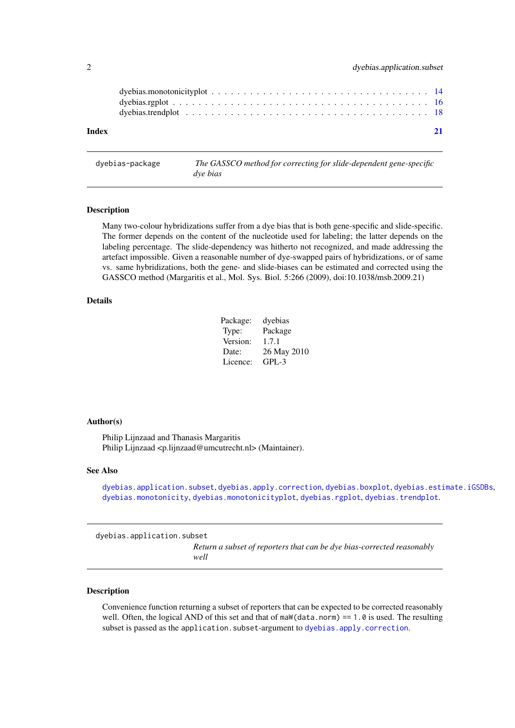dyebias.monotonicityplot . . . . . . . . . . . . . . . . . . . . . . . . . . . . . . . . . . 14
dyebias.rgplot . . . . . . . . . . . . . . . . . . . . . . . . . . . . . . . . . . . . . . . . 16
dyebias.trendplot . . . . . . . . . . . . . . . . . . . . . . . . . . . . . . . . . . . . . . 18

**Index** **21**

---

`dyebias-package` *The GASSCO method for correcting for slide-dependent gene-specific dye bias*

---

## Description

Many two-colour hybridizations suffer from a dye bias that is both gene-specific and slide-specific. The former depends on the content of the nucleotide used for labeling; the latter depends on the labeling percentage. The slide-dependency was hitherto not recognized, and made addressing the artefact impossible. Given a reasonable number of dye-swapped pairs of hybridizations, or of same vs. same hybridizations, both the gene- and slide-biases can be estimated and corrected using the GASSCO method (Margaritis et al., Mol. Sys. Biol. 5:266 (2009), doi:10.1038/msb.2009.21)

## Details

| | |
|---|---|
| Package: | dyebias |
| Type: | Package |
| Version: | 1.7.1 |
| Date: | 26 May 2010 |
| Licence: | GPL-3 |

## Author(s)

Philip Lijnzaad and Thanasis Margaritis
Philip Lijnzaad <p.lijnzaad@umcutrecht.nl> (Maintainer).

## See Also

`dyebias.application.subset`, `dyebias.apply.correction`, `dyebias.boxplot`, `dyebias.estimate.iGSDBs`, `dyebias.monotonicity`, `dyebias.monotonicityplot`, `dyebias.rgplot`, `dyebias.trendplot`.

---

`dyebias.application.subset` *Return a subset of reporters that can be dye bias-corrected reasonably well*

---

## Description

Convenience function returning a subset of reporters that can be expected to be corrected reasonably well. Often, the logical AND of this set and that of `maW(data.norm) == 1.0` is used. The resulting subset is passed as the `application.subset`-argument to `dyebias.apply.correction`.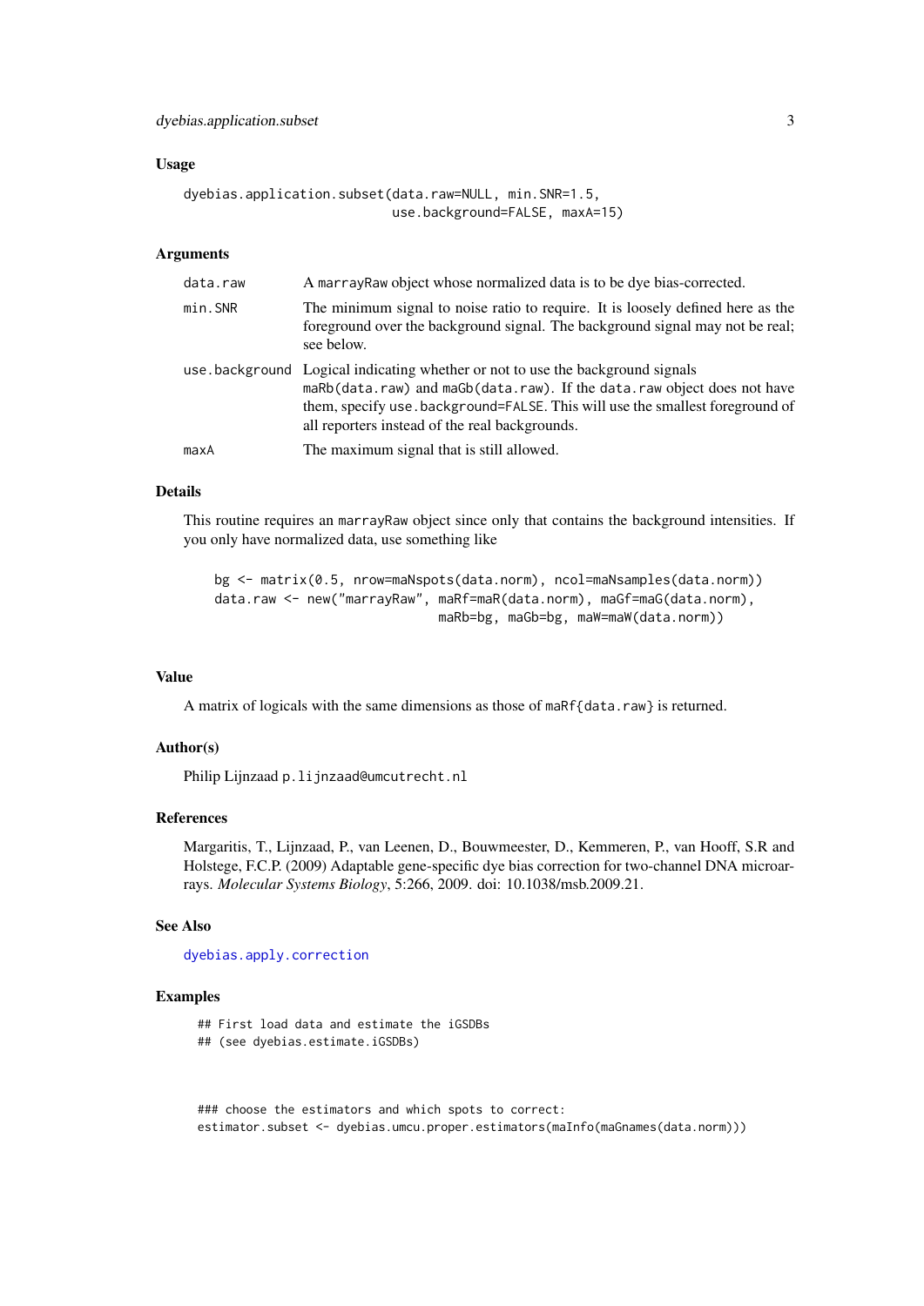## Usage

```
dyebias.application.subset(data.raw=NULL, min.SNR=1.5,
                           use.background=FALSE, maxA=15)
```

## Arguments

| | |
|---|---|
| data.raw | A marrayRaw object whose normalized data is to be dye bias-corrected. |
| min.SNR | The minimum signal to noise ratio to require. It is loosely defined here as the foreground over the background signal. The background signal may not be real; see below. |
| use.background | Logical indicating whether or not to use the background signals maRb(data.raw) and maGb(data.raw). If the data.raw object does not have them, specify use.background=FALSE. This will use the smallest foreground of all reporters instead of the real backgrounds. |
| maxA | The maximum signal that is still allowed. |

## Details

This routine requires an marrayRaw object since only that contains the background intensities. If you only have normalized data, use something like

```
bg <- matrix(0.5, nrow=maNspots(data.norm), ncol=maNsamples(data.norm))
data.raw <- new("marrayRaw", maRf=maR(data.norm), maGf=maG(data.norm),
                            maRb=bg, maGb=bg, maW=maW(data.norm))
```

## Value

A matrix of logicals with the same dimensions as those of maRf{data.raw} is returned.

## Author(s)

Philip Lijnzaad p.lijnzaad@umcutrecht.nl

## References

Margaritis, T., Lijnzaad, P., van Leenen, D., Bouwmeester, D., Kemmeren, P., van Hooff, S.R and Holstege, F.C.P. (2009) Adaptable gene-specific dye bias correction for two-channel DNA microarrays. *Molecular Systems Biology*, 5:266, 2009. doi: 10.1038/msb.2009.21.

## See Also

dyebias.apply.correction

## Examples

```
## First load data and estimate the iGSDBs
## (see dyebias.estimate.iGSDBs)



### choose the estimators and which spots to correct:
estimator.subset <- dyebias.umcu.proper.estimators(maInfo(maGnames(data.norm)))
```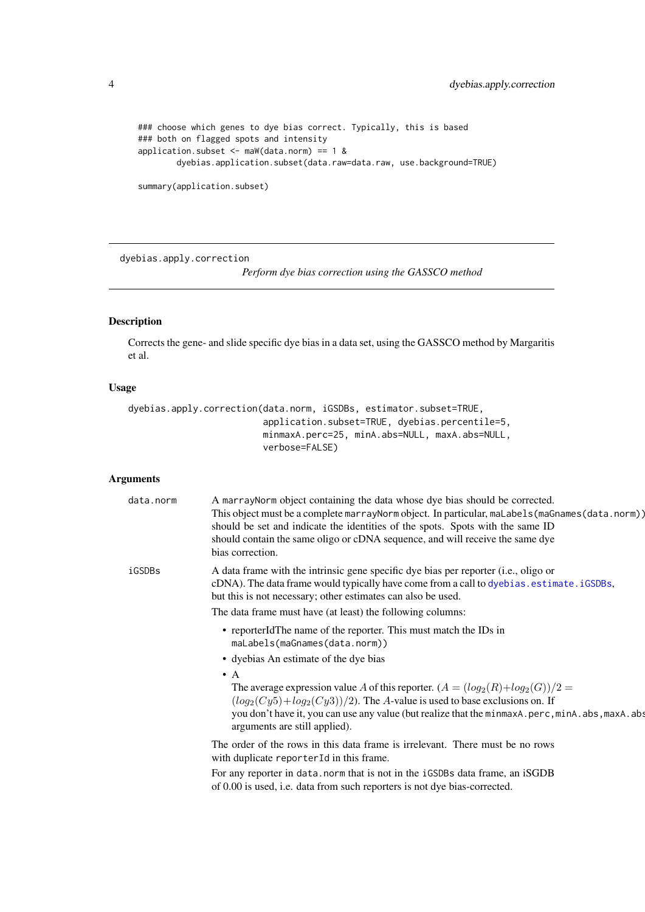```
### choose which genes to dye bias correct. Typically, this is based
### both on flagged spots and intensity
application.subset <- maW(data.norm) == 1 &
        dyebias.application.subset(data.raw=data.raw, use.background=TRUE)

summary(application.subset)
```

---

dyebias.apply.correction &nbsp;&nbsp;&nbsp;&nbsp; *Perform dye bias correction using the GASSCO method*

---

## Description

Corrects the gene- and slide specific dye bias in a data set, using the GASSCO method by Margaritis et al.

## Usage

```
dyebias.apply.correction(data.norm, iGSDBs, estimator.subset=TRUE,
                         application.subset=TRUE, dyebias.percentile=5,
                         minmaxA.perc=25, minA.abs=NULL, maxA.abs=NULL,
                         verbose=FALSE)
```

## Arguments

`data.norm` &nbsp;&nbsp; A `marrayNorm` object containing the data whose dye bias should be corrected. This object must be a complete `marrayNorm` object. In particular, `maLabels(maGnames(data.norm))` should be set and indicate the identities of the spots. Spots with the same ID should contain the same oligo or cDNA sequence, and will receive the same dye bias correction.

`iGSDBs` &nbsp;&nbsp; A data frame with the intrinsic gene specific dye bias per reporter (i.e., oligo or cDNA). The data frame would typically have come from a call to `dyebias.estimate.iGSDBs`, but this is not necessary; other estimates can also be used.

The data frame must have (at least) the following columns:

- reporterIdThe name of the reporter. This must match the IDs in `maLabels(maGnames(data.norm))`
- dyebias An estimate of the dye bias
- A
  The average expression value $A$ of this reporter. ($A = (log_2(R)+log_2(G))/2 = (log_2(Cy5)+log_2(Cy3))/2$). The $A$-value is used to base exclusions on. If you don't have it, you can use any value (but realize that the `minmaxA.perc,minA.abs,maxA.abs` arguments are still applied).

The order of the rows in this data frame is irrelevant. There must be no rows with duplicate `reporterId` in this frame.

For any reporter in `data.norm` that is not in the `iGSDBs` data frame, an iSGDB of 0.00 is used, i.e. data from such reporters is not dye bias-corrected.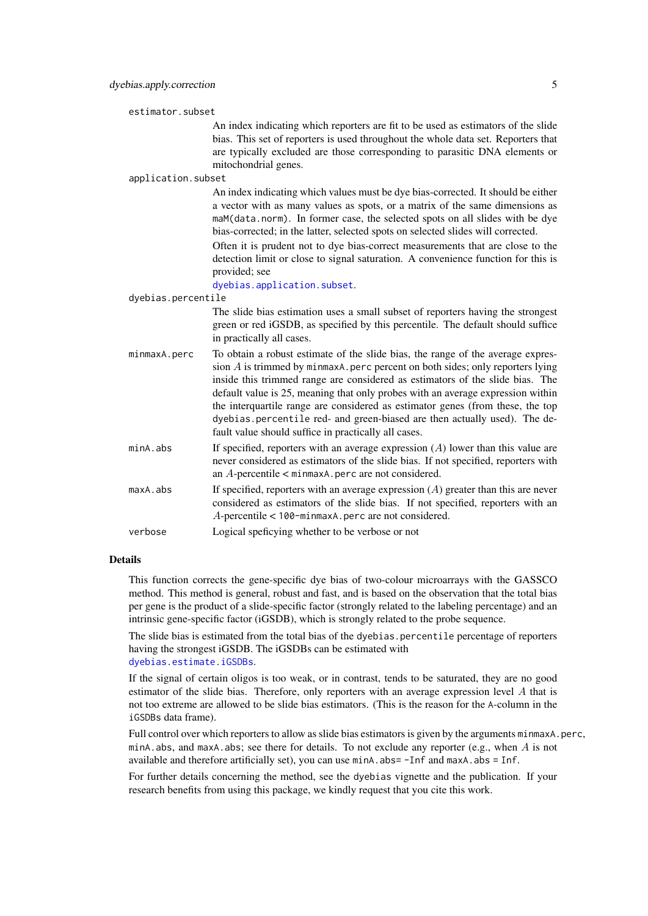`estimator.subset`
: An index indicating which reporters are fit to be used as estimators of the slide bias. This set of reporters is used throughout the whole data set. Reporters that are typically excluded are those corresponding to parasitic DNA elements or mitochondrial genes.

`application.subset`
: An index indicating which values must be dye bias-corrected. It should be either a vector with as many values as spots, or a matrix of the same dimensions as `maM(data.norm)`. In former case, the selected spots on all slides with be dye bias-corrected; in the latter, selected spots on selected slides will corrected.

  Often it is prudent not to dye bias-correct measurements that are close to the detection limit or close to signal saturation. A convenience function for this is provided; see `dyebias.application.subset`.

`dyebias.percentile`
: The slide bias estimation uses a small subset of reporters having the strongest green or red iGSDB, as specified by this percentile. The default should suffice in practically all cases.

`minmaxA.perc`
: To obtain a robust estimate of the slide bias, the range of the average expression $A$ is trimmed by `minmaxA.perc` percent on both sides; only reporters lying inside this trimmed range are considered as estimators of the slide bias. The default value is 25, meaning that only probes with an average expression within the interquartile range are considered as estimator genes (from these, the top `dyebias.percentile` red- and green-biased are then actually used). The default value should suffice in practically all cases.

`minA.abs`
: If specified, reporters with an average expression ($A$) lower than this value are never considered as estimators of the slide bias. If not specified, reporters with an $A$-percentile < `minmaxA.perc` are not considered.

`maxA.abs`
: If specified, reporters with an average expression ($A$) greater than this are never considered as estimators of the slide bias. If not specified, reporters with an $A$-percentile < `100-minmaxA.perc` are not considered.

`verbose`
: Logical speficying whether to be verbose or not

## Details

This function corrects the gene-specific dye bias of two-colour microarrays with the GASSCO method. This method is general, robust and fast, and is based on the observation that the total bias per gene is the product of a slide-specific factor (strongly related to the labeling percentage) and an intrinsic gene-specific factor (iGSDB), which is strongly related to the probe sequence.

The slide bias is estimated from the total bias of the `dyebias.percentile` percentage of reporters having the strongest iGSDB. The iGSDBs can be estimated with `dyebias.estimate.iGSDBs`.

If the signal of certain oligos is too weak, or in contrast, tends to be saturated, they are no good estimator of the slide bias. Therefore, only reporters with an average expression level $A$ that is not too extreme are allowed to be slide bias estimators. (This is the reason for the `A`-column in the `iGSDBs` data frame).

Full control over which reporters to allow as slide bias estimators is given by the arguments `minmaxA.perc`, `minA.abs`, and `maxA.abs`; see there for details. To not exclude any reporter (e.g., when $A$ is not available and therefore artificially set), you can use `minA.abs= -Inf` and `maxA.abs = Inf`.

For further details concerning the method, see the `dyebias` vignette and the publication. If your research benefits from using this package, we kindly request that you cite this work.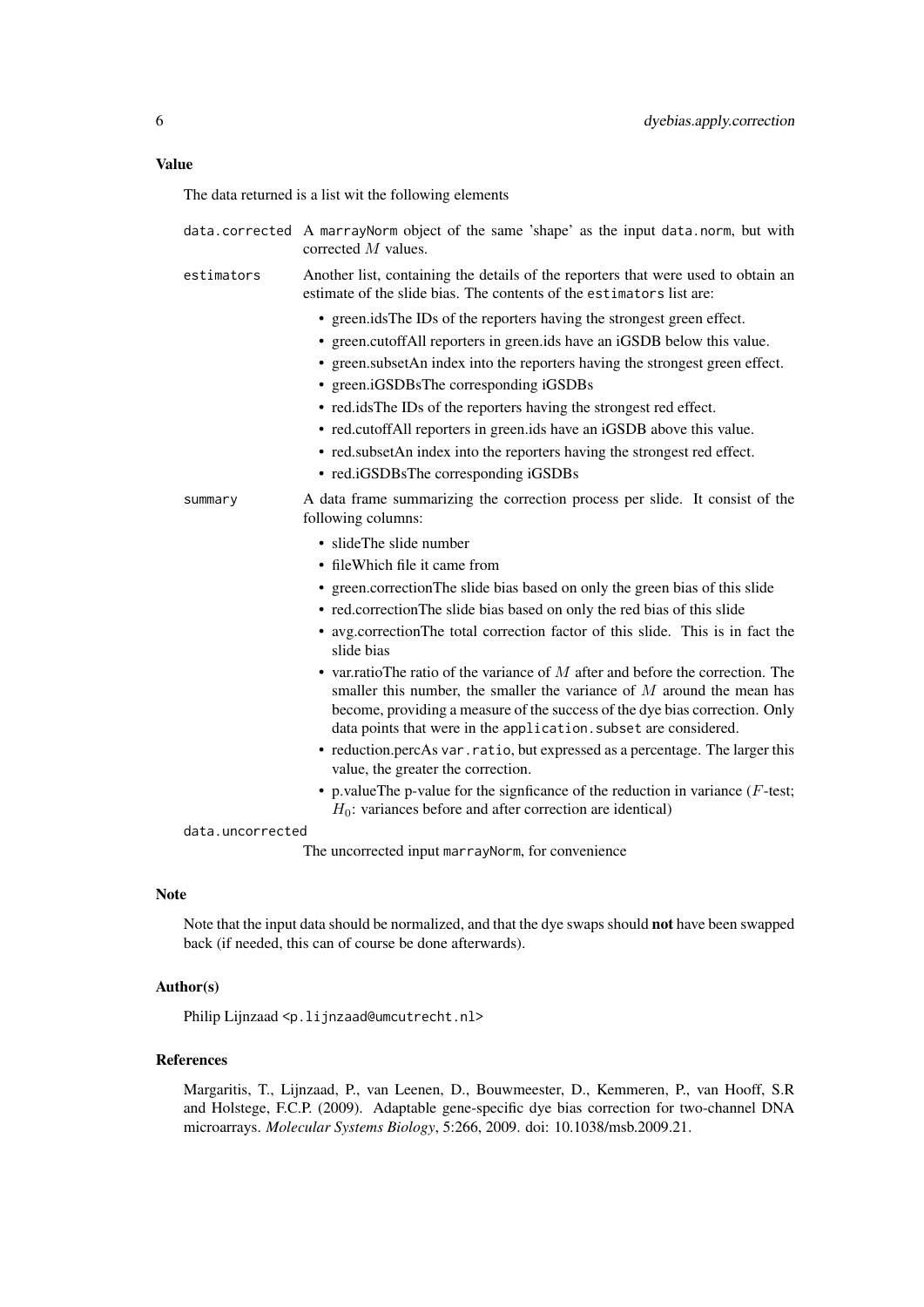## Value

The data returned is a list wit the following elements

`data.corrected` A marrayNorm object of the same 'shape' as the input `data.norm`, but with corrected $M$ values.

`estimators` Another list, containing the details of the reporters that were used to obtain an estimate of the slide bias. The contents of the `estimators` list are:

- green.idsThe IDs of the reporters having the strongest green effect.
- green.cutoffAll reporters in green.ids have an iGSDB below this value.
- green.subsetAn index into the reporters having the strongest green effect.
- green.iGSDBsThe corresponding iGSDBs
- red.idsThe IDs of the reporters having the strongest red effect.
- red.cutoffAll reporters in green.ids have an iGSDB above this value.
- red.subsetAn index into the reporters having the strongest red effect.
- red.iGSDBsThe corresponding iGSDBs

`summary` A data frame summarizing the correction process per slide. It consist of the following columns:

- slideThe slide number
- fileWhich file it came from
- green.correctionThe slide bias based on only the green bias of this slide
- red.correctionThe slide bias based on only the red bias of this slide
- avg.correctionThe total correction factor of this slide. This is in fact the slide bias
- var.ratioThe ratio of the variance of $M$ after and before the correction. The smaller this number, the smaller the variance of $M$ around the mean has become, providing a measure of the success of the dye bias correction. Only data points that were in the `application.subset` are considered.
- reduction.percAs `var.ratio`, but expressed as a percentage. The larger this value, the greater the correction.
- p.valueThe p-value for the signficance of the reduction in variance ($F$-test; $H_0$: variances before and after correction are identical)

`data.uncorrected` The uncorrected input `marrayNorm`, for convenience

## Note

Note that the input data should be normalized, and that the dye swaps should **not** have been swapped back (if needed, this can of course be done afterwards).

## Author(s)

Philip Lijnzaad <p.lijnzaad@umcutrecht.nl>

## References

Margaritis, T., Lijnzaad, P., van Leenen, D., Bouwmeester, D., Kemmeren, P., van Hooff, S.R and Holstege, F.C.P. (2009). Adaptable gene-specific dye bias correction for two-channel DNA microarrays. *Molecular Systems Biology*, 5:266, 2009. doi: 10.1038/msb.2009.21.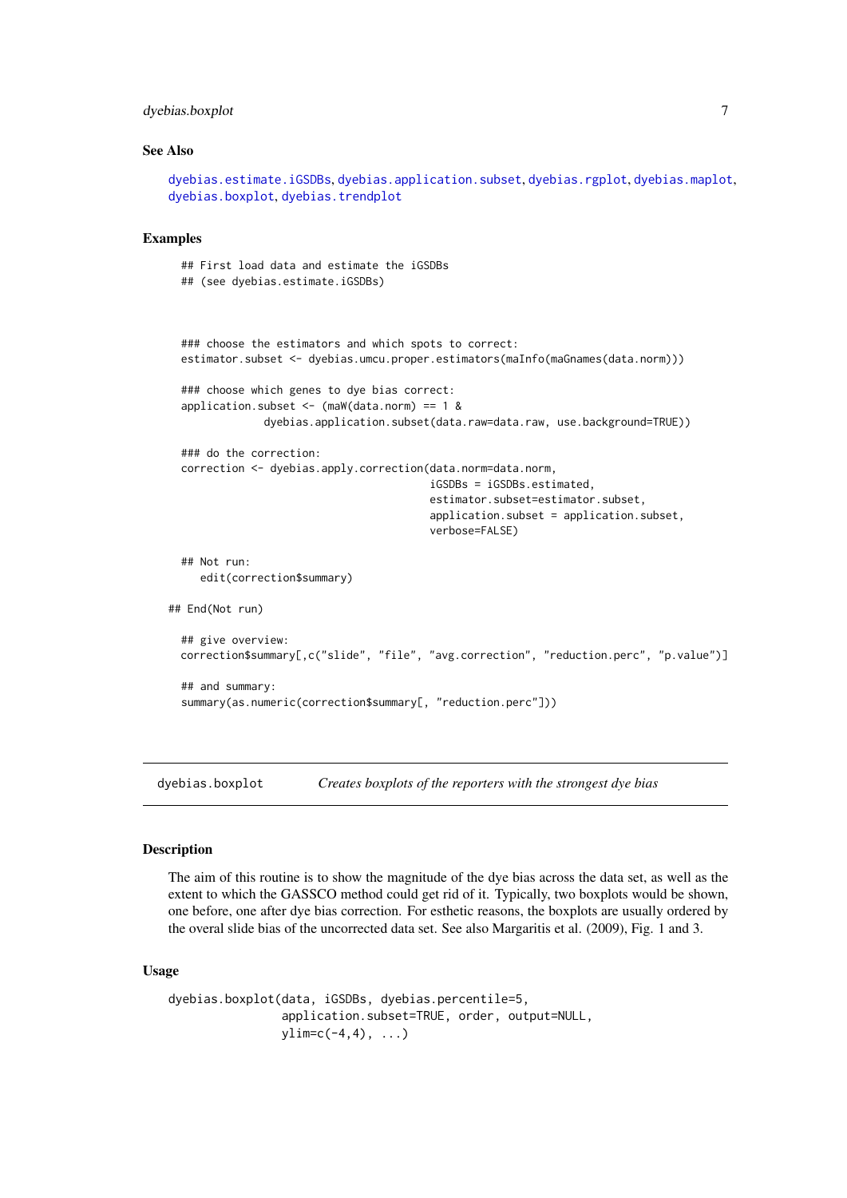### See Also

dyebias.estimate.iGSDBs, dyebias.application.subset, dyebias.rgplot, dyebias.maplot, dyebias.boxplot, dyebias.trendplot

### Examples

```
## First load data and estimate the iGSDBs
## (see dyebias.estimate.iGSDBs)



### choose the estimators and which spots to correct:
estimator.subset <- dyebias.umcu.proper.estimators(maInfo(maGnames(data.norm)))

### choose which genes to dye bias correct:
application.subset <- (maW(data.norm) == 1 &
             dyebias.application.subset(data.raw=data.raw, use.background=TRUE))

### do the correction:
correction <- dyebias.apply.correction(data.norm=data.norm,
                                       iGSDBs = iGSDBs.estimated,
                                       estimator.subset=estimator.subset,
                                       application.subset = application.subset,
                                       verbose=FALSE)

## Not run:
   edit(correction$summary)

## End(Not run)

## give overview:
correction$summary[,c("slide", "file", "avg.correction", "reduction.perc", "p.value")]

## and summary:
summary(as.numeric(correction$summary[, "reduction.perc"]))
```

---

## dyebias.boxplot — *Creates boxplots of the reporters with the strongest dye bias*

### Description

The aim of this routine is to show the magnitude of the dye bias across the data set, as well as the extent to which the GASSCO method could get rid of it. Typically, two boxplots would be shown, one before, one after dye bias correction. For esthetic reasons, the boxplots are usually ordered by the overal slide bias of the uncorrected data set. See also Margaritis et al. (2009), Fig. 1 and 3.

### Usage

```
dyebias.boxplot(data, iGSDBs, dyebias.percentile=5,
                application.subset=TRUE, order, output=NULL,
                ylim=c(-4,4), ...)
```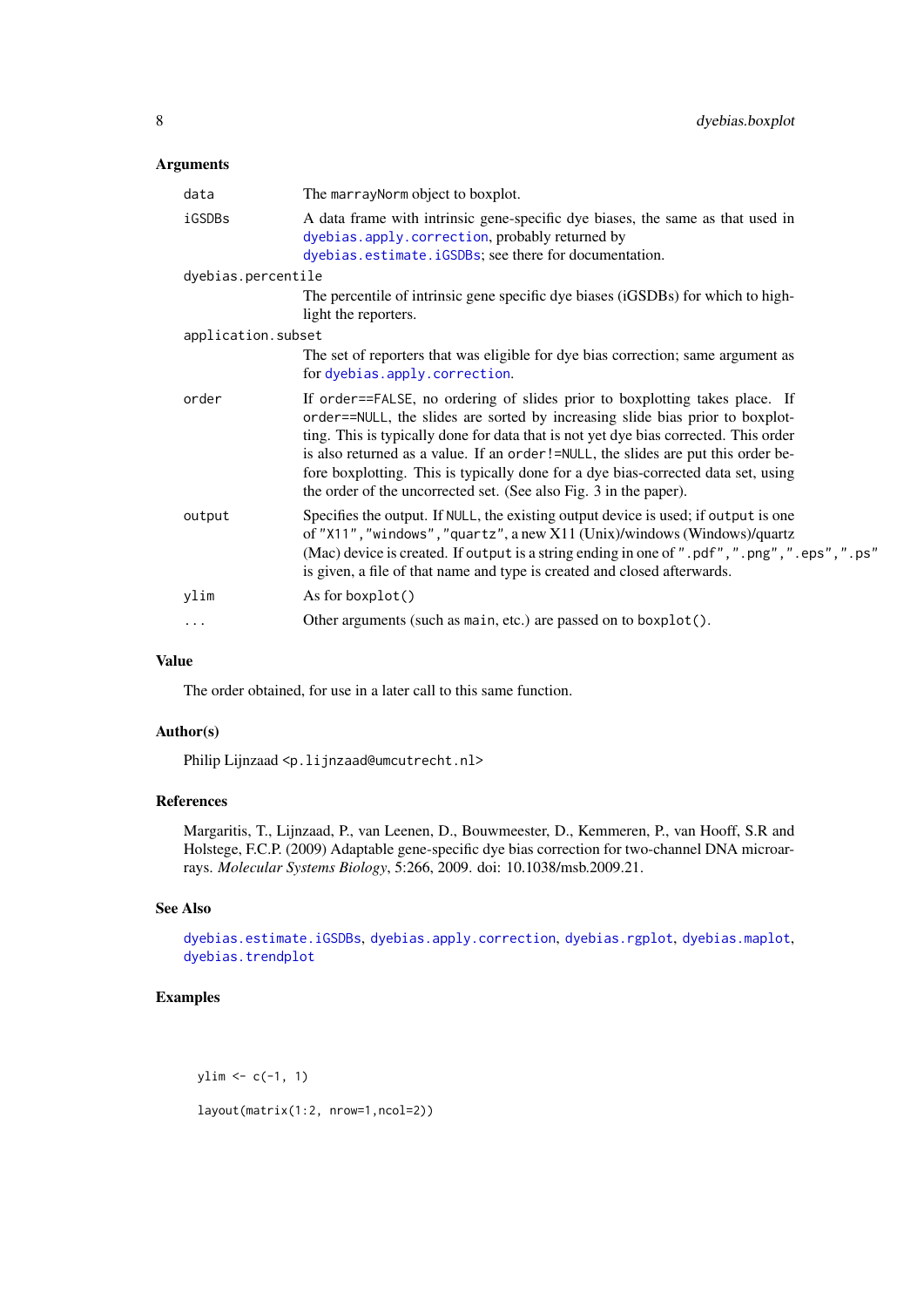### Arguments

| | |
|---|---|
| `data` | The `marrayNorm` object to boxplot. |
| `iGSDBs` | A data frame with intrinsic gene-specific dye biases, the same as that used in `dyebias.apply.correction`, probably returned by `dyebias.estimate.iGSDBs`; see there for documentation. |
| `dyebias.percentile` | The percentile of intrinsic gene specific dye biases (iGSDBs) for which to highlight the reporters. |
| `application.subset` | The set of reporters that was eligible for dye bias correction; same argument as for `dyebias.apply.correction`. |
| `order` | If `order==FALSE`, no ordering of slides prior to boxplotting takes place. If `order==NULL`, the slides are sorted by increasing slide bias prior to boxplotting. This is typically done for data that is not yet dye bias corrected. This order is also returned as a value. If an `order!=NULL`, the slides are put this order before boxplotting. This is typically done for a dye bias-corrected data set, using the order of the uncorrected set. (See also Fig. 3 in the paper). |
| `output` | Specifies the output. If `NULL`, the existing output device is used; if `output` is one of `"X11"`,`"windows"`,`"quartz"`, a new X11 (Unix)/windows (Windows)/quartz (Mac) device is created. If `output` is a string ending in one of `".pdf"`,`".png"`,`".eps"`,`".ps"` is given, a file of that name and type is created and closed afterwards. |
| `ylim` | As for `boxplot()` |
| `...` | Other arguments (such as `main`, etc.) are passed on to `boxplot()`. |

### Value

The order obtained, for use in a later call to this same function.

### Author(s)

Philip Lijnzaad <p.lijnzaad@umcutrecht.nl>

### References

Margaritis, T., Lijnzaad, P., van Leenen, D., Bouwmeester, D., Kemmeren, P., van Hooff, S.R and Holstege, F.C.P. (2009) Adaptable gene-specific dye bias correction for two-channel DNA microarrays. *Molecular Systems Biology*, 5:266, 2009. doi: 10.1038/msb.2009.21.

### See Also

`dyebias.estimate.iGSDBs`, `dyebias.apply.correction`, `dyebias.rgplot`, `dyebias.maplot`, `dyebias.trendplot`

### Examples

```
ylim <- c(-1, 1)

layout(matrix(1:2, nrow=1,ncol=2))
```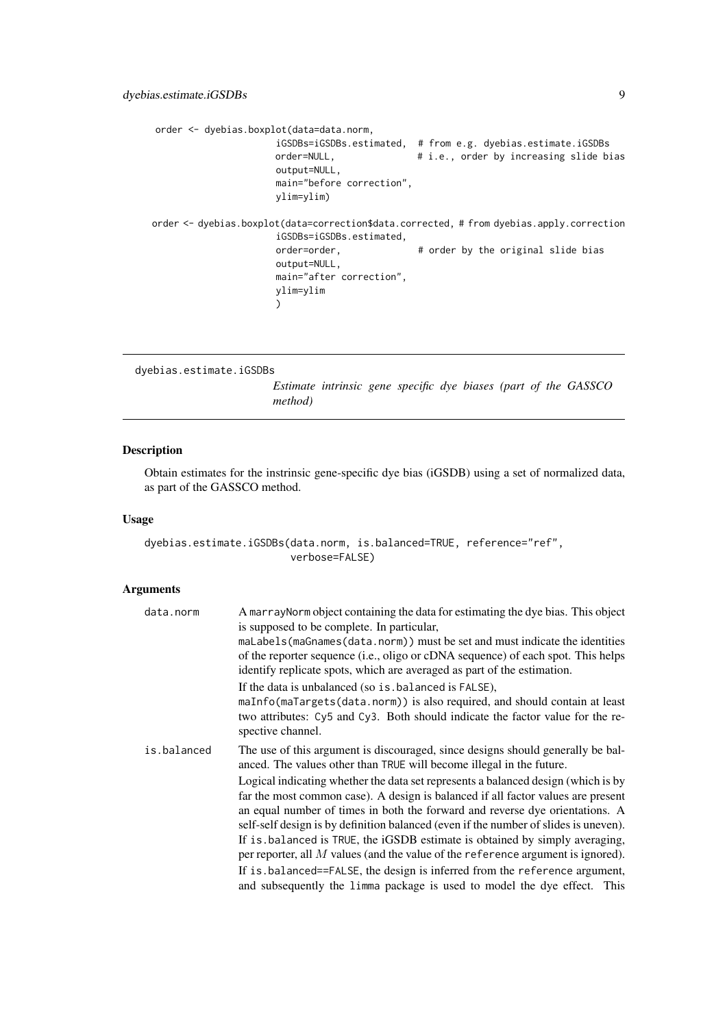```
order <- dyebias.boxplot(data=data.norm,
                       iGSDBs=iGSDBs.estimated,  # from e.g. dyebias.estimate.iGSDBs
                       order=NULL,               # i.e., order by increasing slide bias
                       output=NULL,
                       main="before correction",
                       ylim=ylim)

order <- dyebias.boxplot(data=correction$data.corrected, # from dyebias.apply.correction
                       iGSDBs=iGSDBs.estimated,
                       order=order,              # order by the original slide bias
                       output=NULL,
                       main="after correction",
                       ylim=ylim
                       )
```

## dyebias.estimate.iGSDBs

*Estimate intrinsic gene specific dye biases (part of the GASSCO method)*

### Description

Obtain estimates for the instrinsic gene-specific dye bias (iGSDB) using a set of normalized data, as part of the GASSCO method.

### Usage

```
dyebias.estimate.iGSDBs(data.norm, is.balanced=TRUE, reference="ref",
                        verbose=FALSE)
```

### Arguments

**data.norm** — A marrayNorm object containing the data for estimating the dye bias. This object is supposed to be complete. In particular, `maLabels(maGnames(data.norm))` must be set and must indicate the identities of the reporter sequence (i.e., oligo or cDNA sequence) of each spot. This helps identify replicate spots, which are averaged as part of the estimation.

If the data is unbalanced (so `is.balanced` is `FALSE`), `maInfo(maTargets(data.norm))` is also required, and should contain at least two attributes: `Cy5` and `Cy3`. Both should indicate the factor value for the respective channel.

**is.balanced** — The use of this argument is discouraged, since designs should generally be balanced. The values other than `TRUE` will become illegal in the future.

Logical indicating whether the data set represents a balanced design (which is by far the most common case). A design is balanced if all factor values are present an equal number of times in both the forward and reverse dye orientations. A self-self design is by definition balanced (even if the number of slides is uneven). If `is.balanced` is `TRUE`, the iGSDB estimate is obtained by simply averaging, per reporter, all $M$ values (and the value of the `reference` argument is ignored). If `is.balanced==FALSE`, the design is inferred from the `reference` argument, and subsequently the `limma` package is used to model the dye effect. This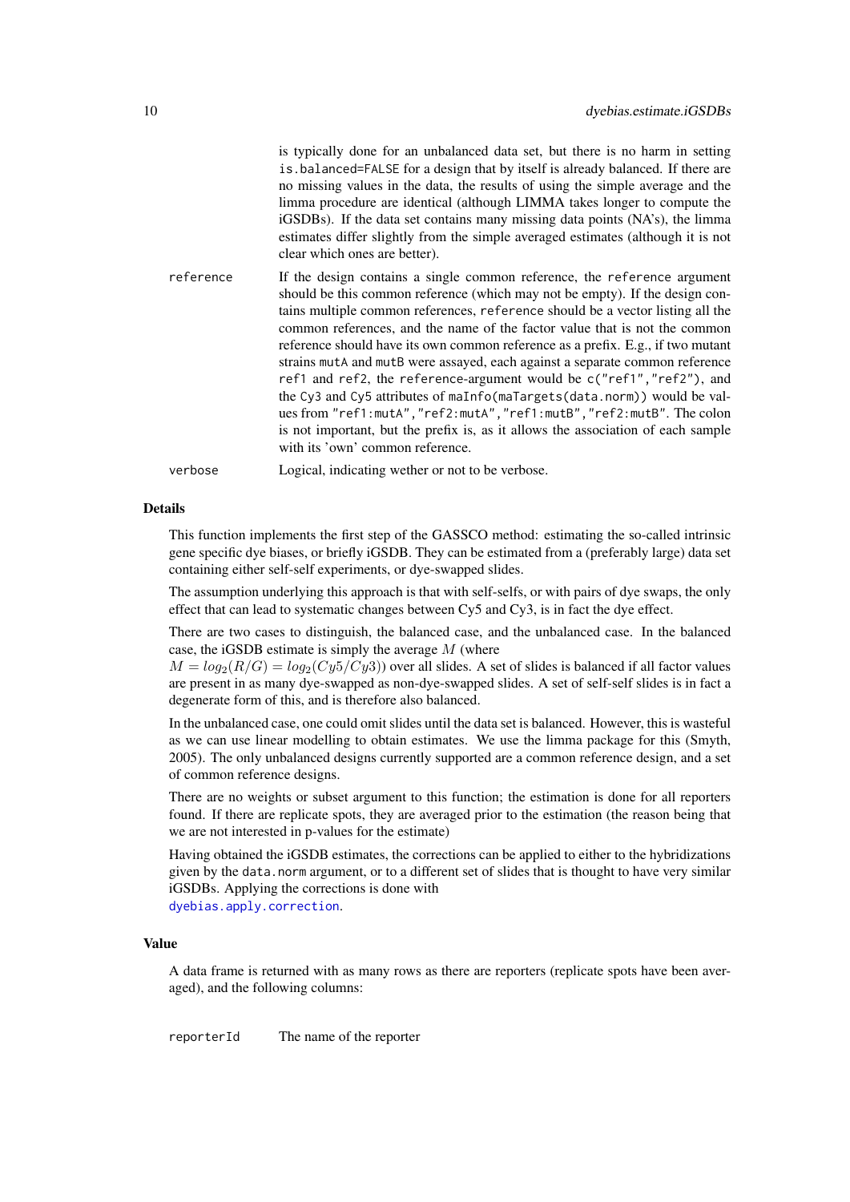is typically done for an unbalanced data set, but there is no harm in setting `is.balanced=FALSE` for a design that by itself is already balanced. If there are no missing values in the data, the results of using the simple average and the limma procedure are identical (although LIMMA takes longer to compute the iGSDBs). If the data set contains many missing data points (NA's), the limma estimates differ slightly from the simple averaged estimates (although it is not clear which ones are better).

`reference` If the design contains a single common reference, the `reference` argument should be this common reference (which may not be empty). If the design contains multiple common references, `reference` should be a vector listing all the common references, and the name of the factor value that is not the common reference should have its own common reference as a prefix. E.g., if two mutant strains `mutA` and `mutB` were assayed, each against a separate common reference `ref1` and `ref2`, the `reference`-argument would be `c("ref1","ref2")`, and the `Cy3` and `Cy5` attributes of `maInfo(maTargets(data.norm))` would be values from `"ref1:mutA","ref2:mutA","ref1:mutB","ref2:mutB"`. The colon is not important, but the prefix is, as it allows the association of each sample with its 'own' common reference.

`verbose` Logical, indicating wether or not to be verbose.

### Details

This function implements the first step of the GASSCO method: estimating the so-called intrinsic gene specific dye biases, or briefly iGSDB. They can be estimated from a (preferably large) data set containing either self-self experiments, or dye-swapped slides.

The assumption underlying this approach is that with self-selfs, or with pairs of dye swaps, the only effect that can lead to systematic changes between Cy5 and Cy3, is in fact the dye effect.

There are two cases to distinguish, the balanced case, and the unbalanced case. In the balanced case, the iGSDB estimate is simply the average $M$ (where $M = log_2(R/G) = log_2(Cy5/Cy3)$) over all slides. A set of slides is balanced if all factor values are present in as many dye-swapped as non-dye-swapped slides. A set of self-self slides is in fact a degenerate form of this, and is therefore also balanced.

In the unbalanced case, one could omit slides until the data set is balanced. However, this is wasteful as we can use linear modelling to obtain estimates. We use the limma package for this (Smyth, 2005). The only unbalanced designs currently supported are a common reference design, and a set of common reference designs.

There are no weights or subset argument to this function; the estimation is done for all reporters found. If there are replicate spots, they are averaged prior to the estimation (the reason being that we are not interested in p-values for the estimate)

Having obtained the iGSDB estimates, the corrections can be applied to either to the hybridizations given by the `data.norm` argument, or to a different set of slides that is thought to have very similar iGSDBs. Applying the corrections is done with `dyebias.apply.correction`.

### Value

A data frame is returned with as many rows as there are reporters (replicate spots have been averaged), and the following columns:

`reporterId` The name of the reporter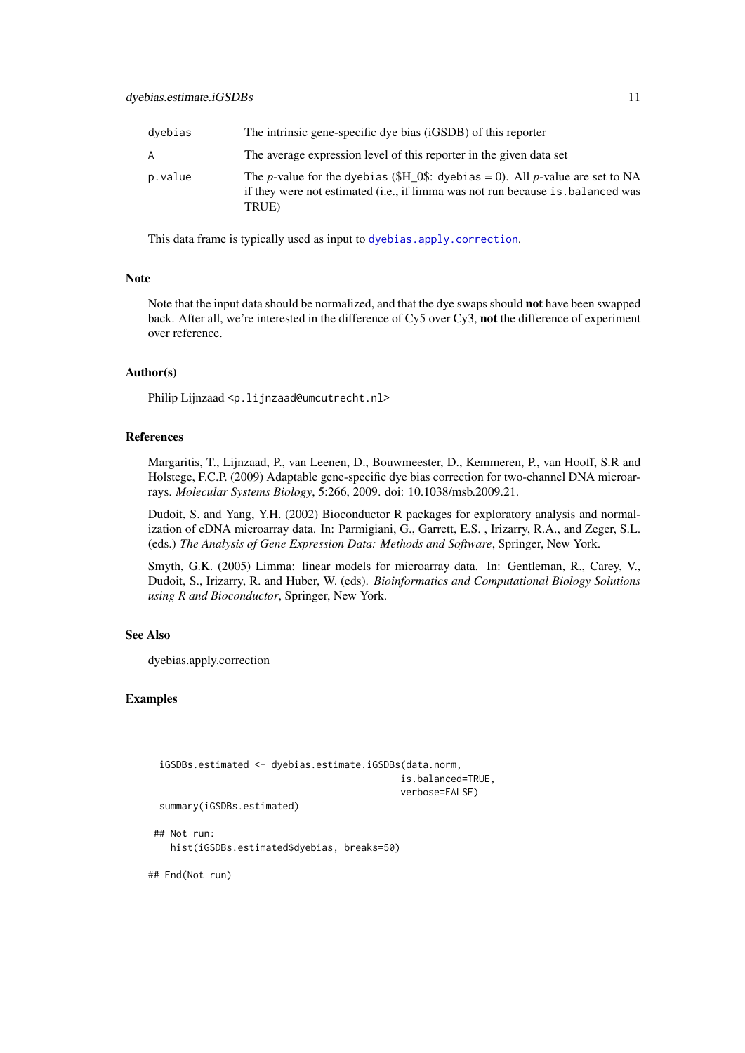| | |
|---|---|
| `dyebias` | The intrinsic gene-specific dye bias (iGSDB) of this reporter |
| `A` | The average expression level of this reporter in the given data set |
| `p.value` | The *p*-value for the `dyebias` (\$H_0\$: `dyebias` = 0). All *p*-value are set to NA if they were not estimated (i.e., if limma was not run because `is.balanced` was TRUE) |

This data frame is typically used as input to `dyebias.apply.correction`.

## Note

Note that the input data should be normalized, and that the dye swaps should **not** have been swapped back. After all, we're interested in the difference of Cy5 over Cy3, **not** the difference of experiment over reference.

## Author(s)

Philip Lijnzaad <p.lijnzaad@umcutrecht.nl>

## References

Margaritis, T., Lijnzaad, P., van Leenen, D., Bouwmeester, D., Kemmeren, P., van Hooff, S.R and Holstege, F.C.P. (2009) Adaptable gene-specific dye bias correction for two-channel DNA microarrays. *Molecular Systems Biology*, 5:266, 2009. doi: 10.1038/msb.2009.21.

Dudoit, S. and Yang, Y.H. (2002) Bioconductor R packages for exploratory analysis and normalization of cDNA microarray data. In: Parmigiani, G., Garrett, E.S. , Irizarry, R.A., and Zeger, S.L. (eds.) *The Analysis of Gene Expression Data: Methods and Software*, Springer, New York.

Smyth, G.K. (2005) Limma: linear models for microarray data. In: Gentleman, R., Carey, V., Dudoit, S., Irizarry, R. and Huber, W. (eds). *Bioinformatics and Computational Biology Solutions using R and Bioconductor*, Springer, New York.

## See Also

dyebias.apply.correction

## Examples

```
  iGSDBs.estimated <- dyebias.estimate.iGSDBs(data.norm,
                                              is.balanced=TRUE,
                                              verbose=FALSE)
  summary(iGSDBs.estimated)

 ## Not run:
    hist(iGSDBs.estimated$dyebias, breaks=50)

## End(Not run)
```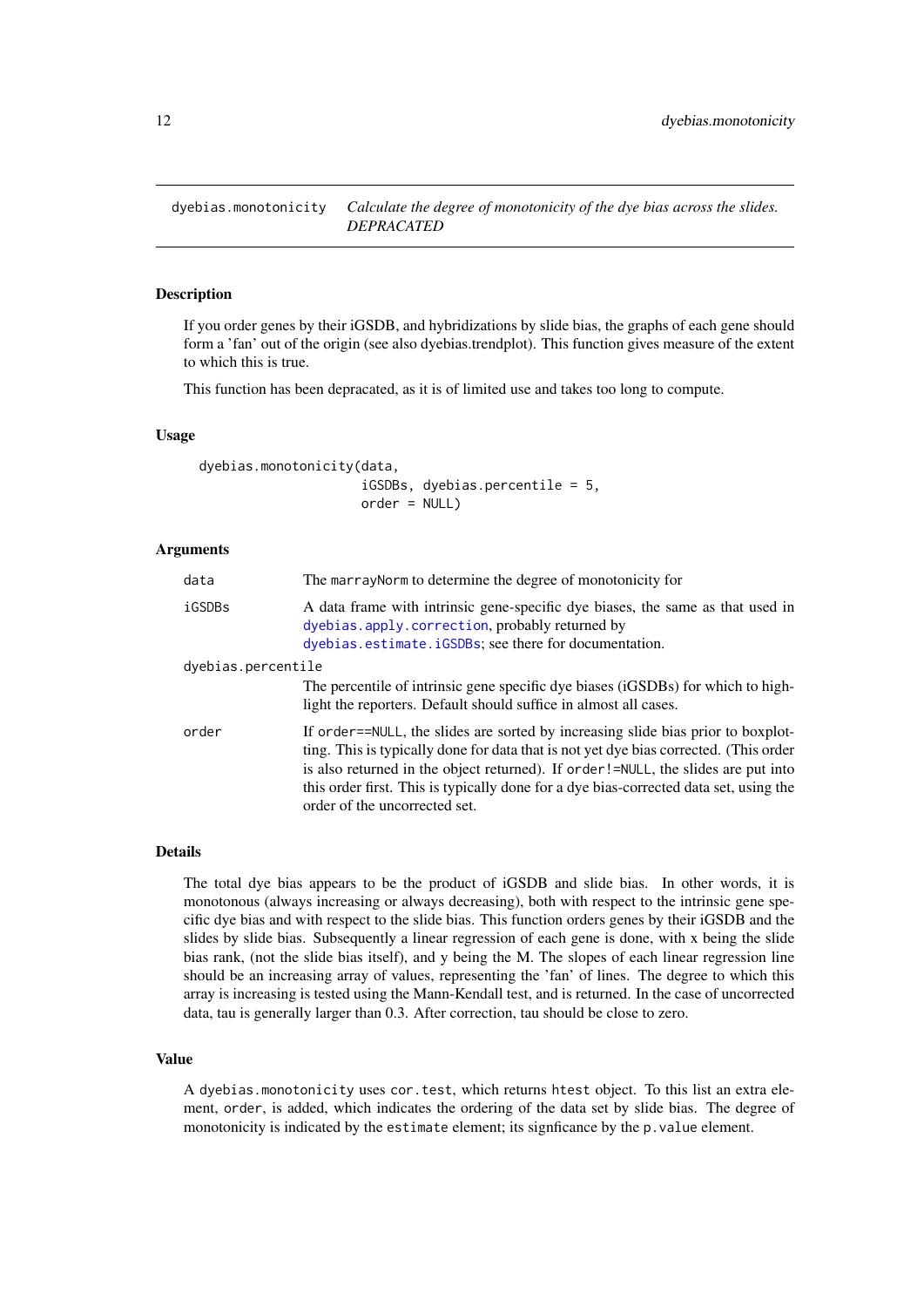## dyebias.monotonicity — *Calculate the degree of monotonicity of the dye bias across the slides. DEPRACATED*

### Description

If you order genes by their iGSDB, and hybridizations by slide bias, the graphs of each gene should form a 'fan' out of the origin (see also dyebias.trendplot). This function gives measure of the extent to which this is true.

This function has been depracated, as it is of limited use and takes too long to compute.

### Usage

```
dyebias.monotonicity(data,
                     iGSDBs, dyebias.percentile = 5,
                     order = NULL)
```

### Arguments

`data` The `marrayNorm` to determine the degree of monotonicity for

`iGSDBs` A data frame with intrinsic gene-specific dye biases, the same as that used in `dyebias.apply.correction`, probably returned by `dyebias.estimate.iGSDBs`; see there for documentation.

`dyebias.percentile` The percentile of intrinsic gene specific dye biases (iGSDBs) for which to highlight the reporters. Default should suffice in almost all cases.

`order` If `order==NULL`, the slides are sorted by increasing slide bias prior to boxplotting. This is typically done for data that is not yet dye bias corrected. (This order is also returned in the object returned). If `order!=NULL`, the slides are put into this order first. This is typically done for a dye bias-corrected data set, using the order of the uncorrected set.

### Details

The total dye bias appears to be the product of iGSDB and slide bias. In other words, it is monotonous (always increasing or always decreasing), both with respect to the intrinsic gene specific dye bias and with respect to the slide bias. This function orders genes by their iGSDB and the slides by slide bias. Subsequently a linear regression of each gene is done, with x being the slide bias rank, (not the slide bias itself), and y being the M. The slopes of each linear regression line should be an increasing array of values, representing the 'fan' of lines. The degree to which this array is increasing is tested using the Mann-Kendall test, and is returned. In the case of uncorrected data, tau is generally larger than 0.3. After correction, tau should be close to zero.

### Value

A `dyebias.monotonicity` uses `cor.test`, which returns `htest` object. To this list an extra element, `order`, is added, which indicates the ordering of the data set by slide bias. The degree of monotonicity is indicated by the `estimate` element; its signficance by the `p.value` element.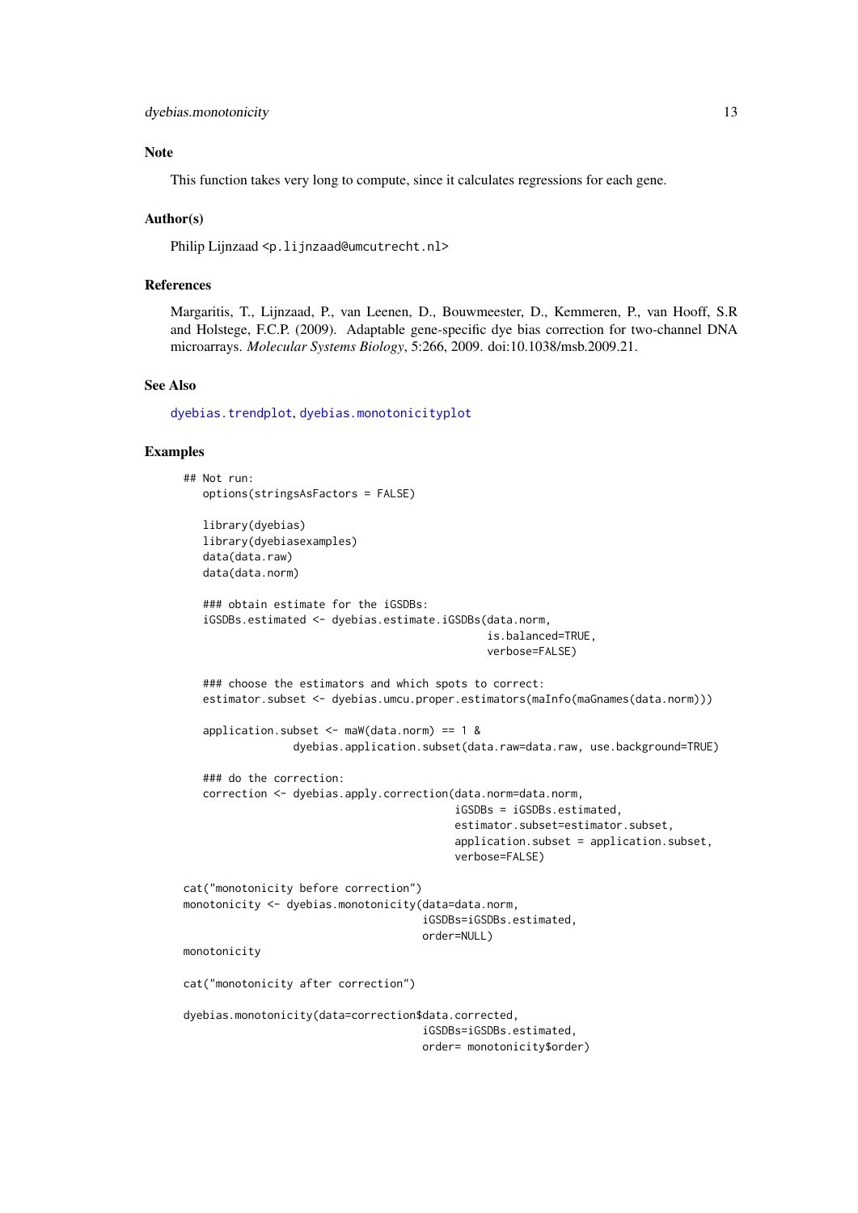## Note

This function takes very long to compute, since it calculates regressions for each gene.

## Author(s)

Philip Lijnzaad <p.lijnzaad@umcutrecht.nl>

## References

Margaritis, T., Lijnzaad, P., van Leenen, D., Bouwmeester, D., Kemmeren, P., van Hooff, S.R and Holstege, F.C.P. (2009). Adaptable gene-specific dye bias correction for two-channel DNA microarrays. *Molecular Systems Biology*, 5:266, 2009. doi:10.1038/msb.2009.21.

## See Also

dyebias.trendplot, dyebias.monotonicityplot

## Examples

```
## Not run:
   options(stringsAsFactors = FALSE)

   library(dyebias)
   library(dyebiasexamples)
   data(data.raw)
   data(data.norm)

   ### obtain estimate for the iGSDBs:
   iGSDBs.estimated <- dyebias.estimate.iGSDBs(data.norm,
                                                is.balanced=TRUE,
                                                verbose=FALSE)

   ### choose the estimators and which spots to correct:
   estimator.subset <- dyebias.umcu.proper.estimators(maInfo(maGnames(data.norm)))

   application.subset <- maW(data.norm) == 1 &
                dyebias.application.subset(data.raw=data.raw, use.background=TRUE)

   ### do the correction:
   correction <- dyebias.apply.correction(data.norm=data.norm,
                                           iGSDBs = iGSDBs.estimated,
                                           estimator.subset=estimator.subset,
                                           application.subset = application.subset,
                                           verbose=FALSE)

cat("monotonicity before correction")
monotonicity <- dyebias.monotonicity(data=data.norm,
                                      iGSDBs=iGSDBs.estimated,
                                      order=NULL)
monotonicity

cat("monotonicity after correction")

dyebias.monotonicity(data=correction$data.corrected,
                                      iGSDBs=iGSDBs.estimated,
                                      order= monotonicity$order)
```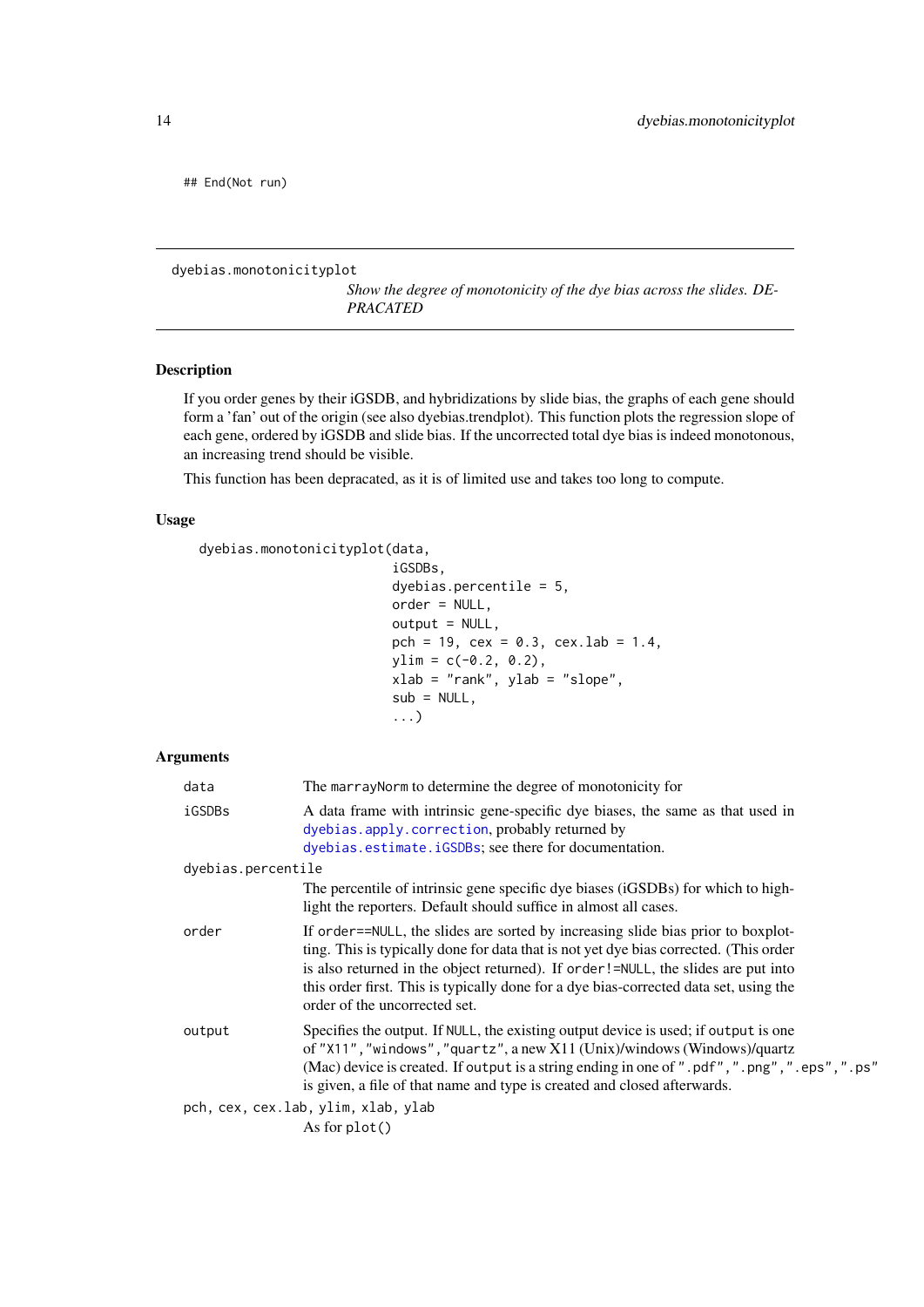```
## End(Not run)
```

---

dyebias.monotonicityplot

*Show the degree of monotonicity of the dye bias across the slides. DEPRACATED*

---

## Description

If you order genes by their iGSDB, and hybridizations by slide bias, the graphs of each gene should form a 'fan' out of the origin (see also dyebias.trendplot). This function plots the regression slope of each gene, ordered by iGSDB and slide bias. If the uncorrected total dye bias is indeed monotonous, an increasing trend should be visible.

This function has been depracated, as it is of limited use and takes too long to compute.

## Usage

```
dyebias.monotonicityplot(data,
                         iGSDBs,
                         dyebias.percentile = 5,
                         order = NULL,
                         output = NULL,
                         pch = 19, cex = 0.3, cex.lab = 1.4,
                         ylim = c(-0.2, 0.2),
                         xlab = "rank", ylab = "slope",
                         sub = NULL,
                         ...)
```

## Arguments

`data`
: The `marrayNorm` to determine the degree of monotonicity for

`iGSDBs`
: A data frame with intrinsic gene-specific dye biases, the same as that used in `dyebias.apply.correction`, probably returned by `dyebias.estimate.iGSDBs`; see there for documentation.

`dyebias.percentile`
: The percentile of intrinsic gene specific dye biases (iGSDBs) for which to highlight the reporters. Default should suffice in almost all cases.

`order`
: If `order==NULL`, the slides are sorted by increasing slide bias prior to boxplotting. This is typically done for data that is not yet dye bias corrected. (This order is also returned in the object returned). If `order!=NULL`, the slides are put into this order first. This is typically done for a dye bias-corrected data set, using the order of the uncorrected set.

`output`
: Specifies the output. If `NULL`, the existing output device is used; if `output` is one of `"X11"`, `"windows"`, `"quartz"`, a new X11 (Unix)/windows (Windows)/quartz (Mac) device is created. If `output` is a string ending in one of `".pdf"`, `".png"`, `".eps"`, `".ps"` is given, a file of that name and type is created and closed afterwards.

`pch, cex, cex.lab, ylim, xlab, ylab`
: As for `plot()`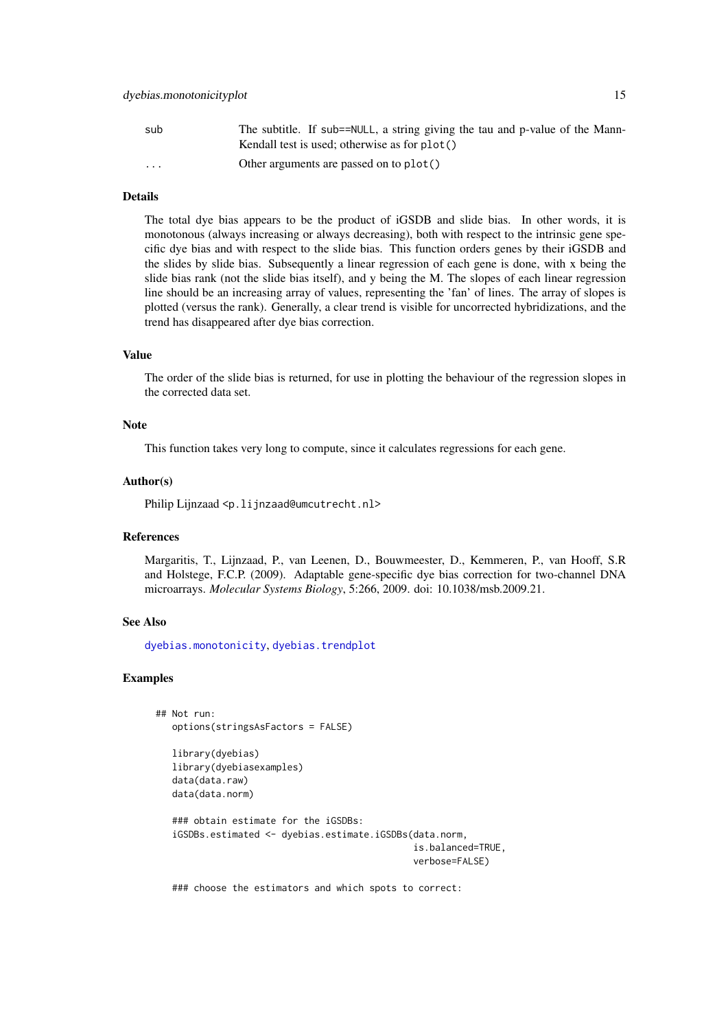| | |
|---|---|
| sub | The subtitle. If sub==NULL, a string giving the tau and p-value of the Mann-Kendall test is used; otherwise as for plot() |
| ... | Other arguments are passed on to plot() |

### Details

The total dye bias appears to be the product of iGSDB and slide bias. In other words, it is monotonous (always increasing or always decreasing), both with respect to the intrinsic gene specific dye bias and with respect to the slide bias. This function orders genes by their iGSDB and the slides by slide bias. Subsequently a linear regression of each gene is done, with x being the slide bias rank (not the slide bias itself), and y being the M. The slopes of each linear regression line should be an increasing array of values, representing the 'fan' of lines. The array of slopes is plotted (versus the rank). Generally, a clear trend is visible for uncorrected hybridizations, and the trend has disappeared after dye bias correction.

### Value

The order of the slide bias is returned, for use in plotting the behaviour of the regression slopes in the corrected data set.

### Note

This function takes very long to compute, since it calculates regressions for each gene.

### Author(s)

Philip Lijnzaad <p.lijnzaad@umcutrecht.nl>

### References

Margaritis, T., Lijnzaad, P., van Leenen, D., Bouwmeester, D., Kemmeren, P., van Hooff, S.R and Holstege, F.C.P. (2009). Adaptable gene-specific dye bias correction for two-channel DNA microarrays. *Molecular Systems Biology*, 5:266, 2009. doi: 10.1038/msb.2009.21.

### See Also

dyebias.monotonicity, dyebias.trendplot

### Examples

```
## Not run:
   options(stringsAsFactors = FALSE)

   library(dyebias)
   library(dyebiasexamples)
   data(data.raw)
   data(data.norm)

   ### obtain estimate for the iGSDBs:
   iGSDBs.estimated <- dyebias.estimate.iGSDBs(data.norm,
                                               is.balanced=TRUE,
                                               verbose=FALSE)

   ### choose the estimators and which spots to correct:
```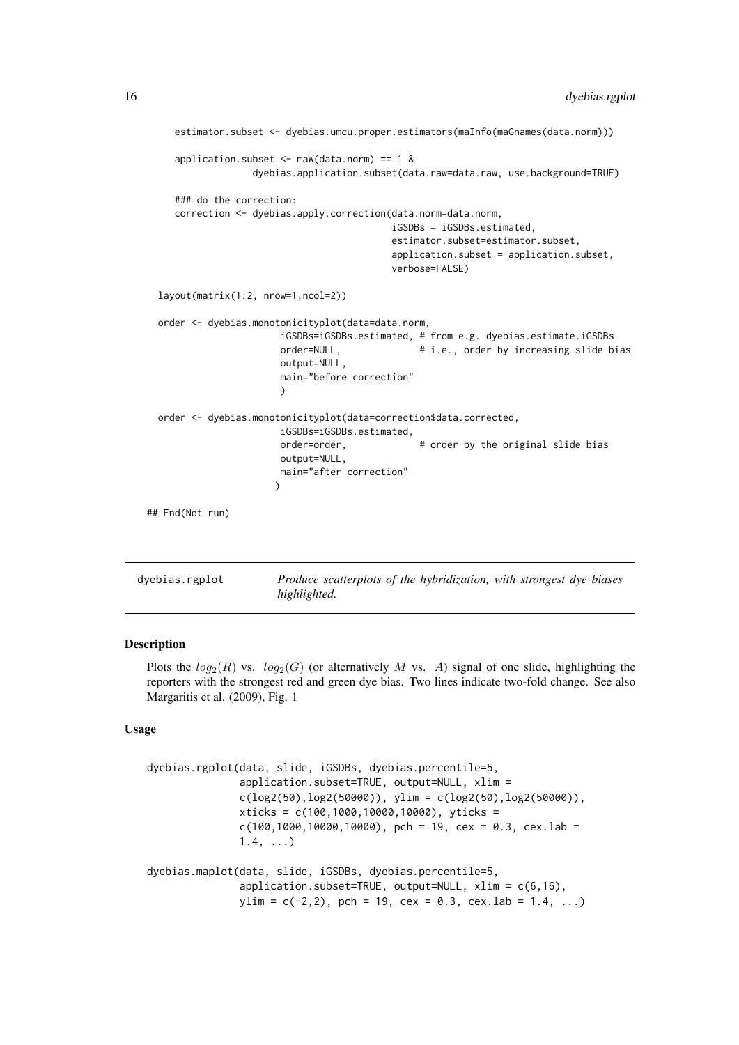```
    estimator.subset <- dyebias.umcu.proper.estimators(maInfo(maGnames(data.norm)))

    application.subset <- maW(data.norm) == 1 &
               dyebias.application.subset(data.raw=data.raw, use.background=TRUE)

    ### do the correction:
    correction <- dyebias.apply.correction(data.norm=data.norm,
                                          iGSDBs = iGSDBs.estimated,
                                          estimator.subset=estimator.subset,
                                          application.subset = application.subset,
                                          verbose=FALSE)

  layout(matrix(1:2, nrow=1,ncol=2))

  order <- dyebias.monotonicityplot(data=data.norm,
                       iGSDBs=iGSDBs.estimated, # from e.g. dyebias.estimate.iGSDBs
                       order=NULL,              # i.e., order by increasing slide bias
                       output=NULL,
                       main="before correction"
                       )

  order <- dyebias.monotonicityplot(data=correction$data.corrected,
                       iGSDBs=iGSDBs.estimated,
                       order=order,             # order by the original slide bias
                       output=NULL,
                       main="after correction"
                      )

## End(Not run)
```

---

## dyebias.rgplot — *Produce scatterplots of the hybridization, with strongest dye biases highlighted.*

---

### Description

Plots the $log_2(R)$ vs. $log_2(G)$ (or alternatively $M$ vs. $A$) signal of one slide, highlighting the reporters with the strongest red and green dye bias. Two lines indicate two-fold change. See also Margaritis et al. (2009), Fig. 1

### Usage

```
dyebias.rgplot(data, slide, iGSDBs, dyebias.percentile=5,
              application.subset=TRUE, output=NULL, xlim =
              c(log2(50),log2(50000)), ylim = c(log2(50),log2(50000)),
              xticks = c(100,1000,10000,10000), yticks =
              c(100,1000,10000,10000), pch = 19, cex = 0.3, cex.lab =
              1.4, ...)

dyebias.maplot(data, slide, iGSDBs, dyebias.percentile=5,
              application.subset=TRUE, output=NULL, xlim = c(6,16),
              ylim = c(-2,2), pch = 19, cex = 0.3, cex.lab = 1.4, ...)
```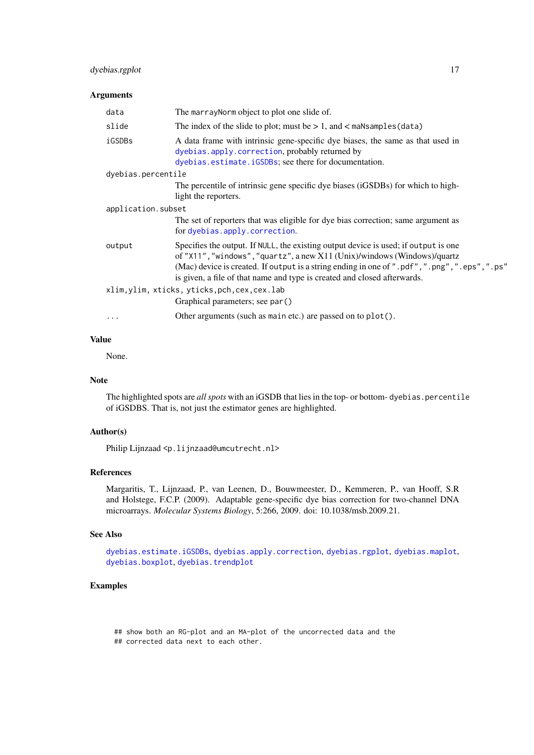### Arguments

- `data` — The `marrayNorm` object to plot one slide of.
- `slide` — The index of the slide to plot; must be > 1, and < `maNsamples(data)`
- `iGSDBs` — A data frame with intrinsic gene-specific dye biases, the same as that used in `dyebias.apply.correction`, probably returned by `dyebias.estimate.iGSDBs`; see there for documentation.
- `dyebias.percentile` — The percentile of intrinsic gene specific dye biases (iGSDBs) for which to highlight the reporters.
- `application.subset` — The set of reporters that was eligible for dye bias correction; same argument as for `dyebias.apply.correction`.
- `output` — Specifies the output. If `NULL`, the existing output device is used; if `output` is one of `"X11"`, `"windows"`, `"quartz"`, a new X11 (Unix)/windows (Windows)/quartz (Mac) device is created. If `output` is a string ending in one of `".pdf"`, `".png"`, `".eps"`, `".ps"` is given, a file of that name and type is created and closed afterwards.
- `xlim,ylim, xticks, yticks,pch,cex,cex.lab` — Graphical parameters; see `par()`
- `...` — Other arguments (such as `main` etc.) are passed on to `plot()`.

### Value

None.

### Note

The highlighted spots are *all spots* with an iGSDB that lies in the top- or bottom- `dyebias.percentile` of iGSDBS. That is, not just the estimator genes are highlighted.

### Author(s)

Philip Lijnzaad <p.lijnzaad@umcutrecht.nl>

### References

Margaritis, T., Lijnzaad, P., van Leenen, D., Bouwmeester, D., Kemmeren, P., van Hooff, S.R and Holstege, F.C.P. (2009). Adaptable gene-specific dye bias correction for two-channel DNA microarrays. *Molecular Systems Biology*, 5:266, 2009. doi: 10.1038/msb.2009.21.

### See Also

`dyebias.estimate.iGSDBs`, `dyebias.apply.correction`, `dyebias.rgplot`, `dyebias.maplot`, `dyebias.boxplot`, `dyebias.trendplot`

### Examples

```
## show both an RG-plot and an MA-plot of the uncorrected data and the
## corrected data next to each other.
```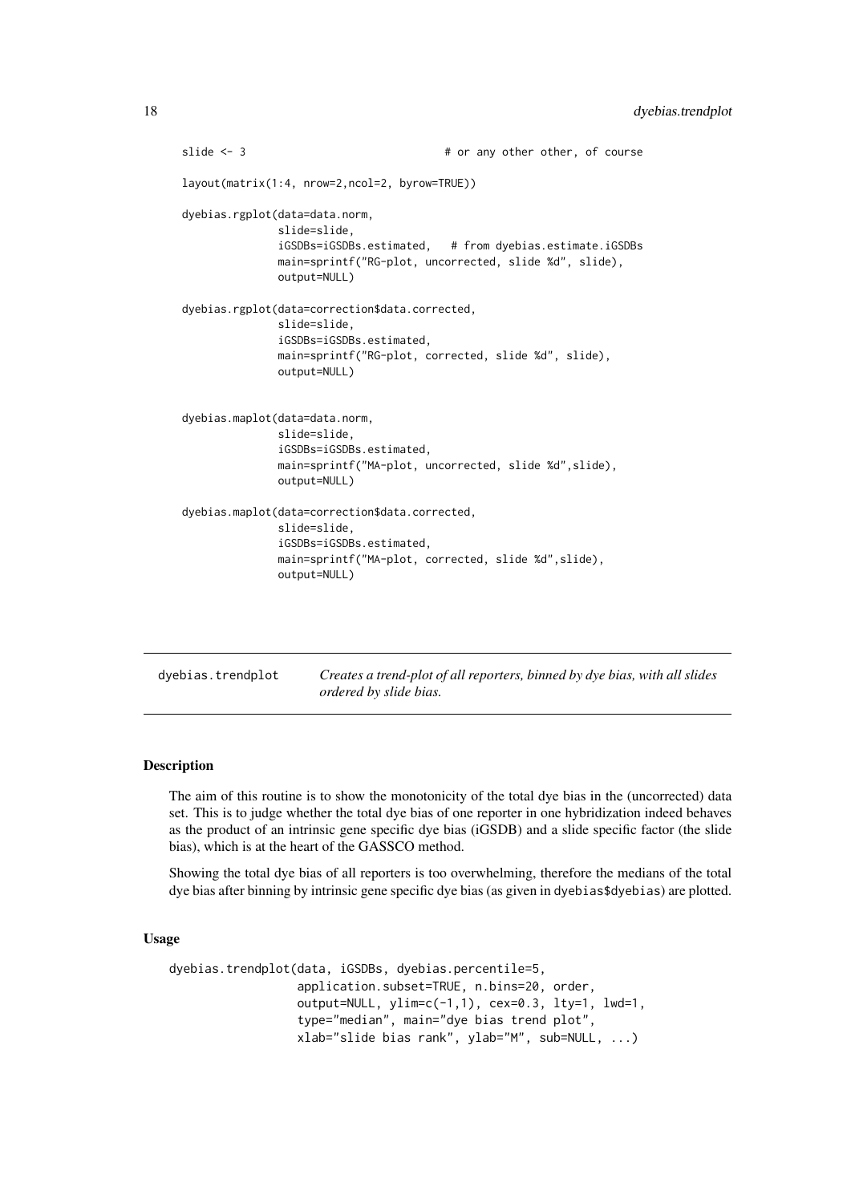```
slide <- 3                              # or any other other, of course

layout(matrix(1:4, nrow=2,ncol=2, byrow=TRUE))

dyebias.rgplot(data=data.norm,
               slide=slide,
               iGSDBs=iGSDBs.estimated,   # from dyebias.estimate.iGSDBs
               main=sprintf("RG-plot, uncorrected, slide %d", slide),
               output=NULL)

dyebias.rgplot(data=correction$data.corrected,
               slide=slide,
               iGSDBs=iGSDBs.estimated,
               main=sprintf("RG-plot, corrected, slide %d", slide),
               output=NULL)


dyebias.maplot(data=data.norm,
               slide=slide,
               iGSDBs=iGSDBs.estimated,
               main=sprintf("MA-plot, uncorrected, slide %d",slide),
               output=NULL)

dyebias.maplot(data=correction$data.corrected,
               slide=slide,
               iGSDBs=iGSDBs.estimated,
               main=sprintf("MA-plot, corrected, slide %d",slide),
               output=NULL)
```

---

dyebias.trendplot — *Creates a trend-plot of all reporters, binned by dye bias, with all slides ordered by slide bias.*

---

## Description

The aim of this routine is to show the monotonicity of the total dye bias in the (uncorrected) data set. This is to judge whether the total dye bias of one reporter in one hybridization indeed behaves as the product of an intrinsic gene specific dye bias (iGSDB) and a slide specific factor (the slide bias), which is at the heart of the GASSCO method.

Showing the total dye bias of all reporters is too overwhelming, therefore the medians of the total dye bias after binning by intrinsic gene specific dye bias (as given in `dyebias$dyebias`) are plotted.

## Usage

```
dyebias.trendplot(data, iGSDBs, dyebias.percentile=5,
                  application.subset=TRUE, n.bins=20, order,
                  output=NULL, ylim=c(-1,1), cex=0.3, lty=1, lwd=1,
                  type="median", main="dye bias trend plot",
                  xlab="slide bias rank", ylab="M", sub=NULL, ...)
```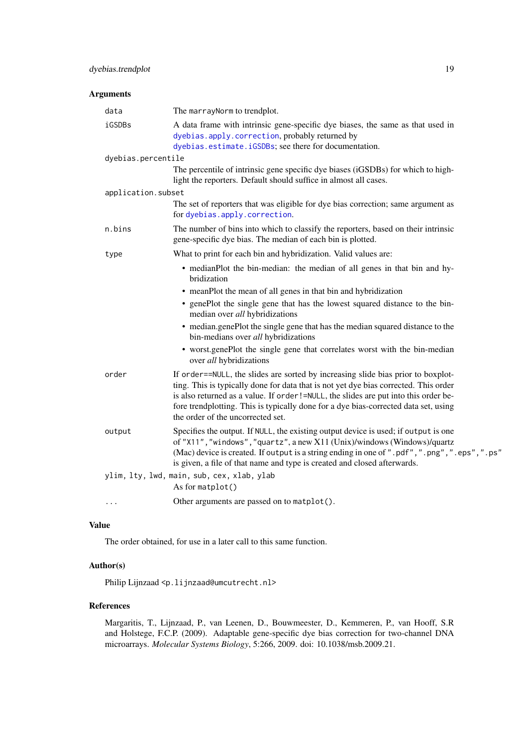## Arguments

**data**
The `marrayNorm` to trendplot.

**iGSDBs**
A data frame with intrinsic gene-specific dye biases, the same as that used in `dyebias.apply.correction`, probably returned by `dyebias.estimate.iGSDBs`; see there for documentation.

**dyebias.percentile**
The percentile of intrinsic gene specific dye biases (iGSDBs) for which to highlight the reporters. Default should suffice in almost all cases.

**application.subset**
The set of reporters that was eligible for dye bias correction; same argument as for `dyebias.apply.correction`.

**n.bins**
The number of bins into which to classify the reporters, based on their intrinsic gene-specific dye bias. The median of each bin is plotted.

**type**
What to print for each bin and hybridization. Valid values are:

- medianPlot the bin-median: the median of all genes in that bin and hybridization
- meanPlot the mean of all genes in that bin and hybridization
- genePlot the single gene that has the lowest squared distance to the bin-median over *all* hybridizations
- median.genePlot the single gene that has the median squared distance to the bin-medians over *all* hybridizations
- worst.genePlot the single gene that correlates worst with the bin-median over *all* hybridizations

**order**
If `order==NULL`, the slides are sorted by increasing slide bias prior to boxplotting. This is typically done for data that is not yet dye bias corrected. This order is also returned as a value. If `order!=NULL`, the slides are put into this order before trendplotting. This is typically done for a dye bias-corrected data set, using the order of the uncorrected set.

**output**
Specifies the output. If `NULL`, the existing output device is used; if `output` is one of `"X11"`,`"windows"`,`"quartz"`, a new X11 (Unix)/windows (Windows)/quartz (Mac) device is created. If `output` is a string ending in one of `".pdf"`,`".png"`,`".eps"`,`".ps"` is given, a file of that name and type is created and closed afterwards.

**ylim, lty, lwd, main, sub, cex, xlab, ylab**
As for `matplot()`

**...**
Other arguments are passed on to `matplot()`.

## Value

The order obtained, for use in a later call to this same function.

## Author(s)

Philip Lijnzaad <p.lijnzaad@umcutrecht.nl>

## References

Margaritis, T., Lijnzaad, P., van Leenen, D., Bouwmeester, D., Kemmeren, P., van Hooff, S.R and Holstege, F.C.P. (2009). Adaptable gene-specific dye bias correction for two-channel DNA microarrays. *Molecular Systems Biology*, 5:266, 2009. doi: 10.1038/msb.2009.21.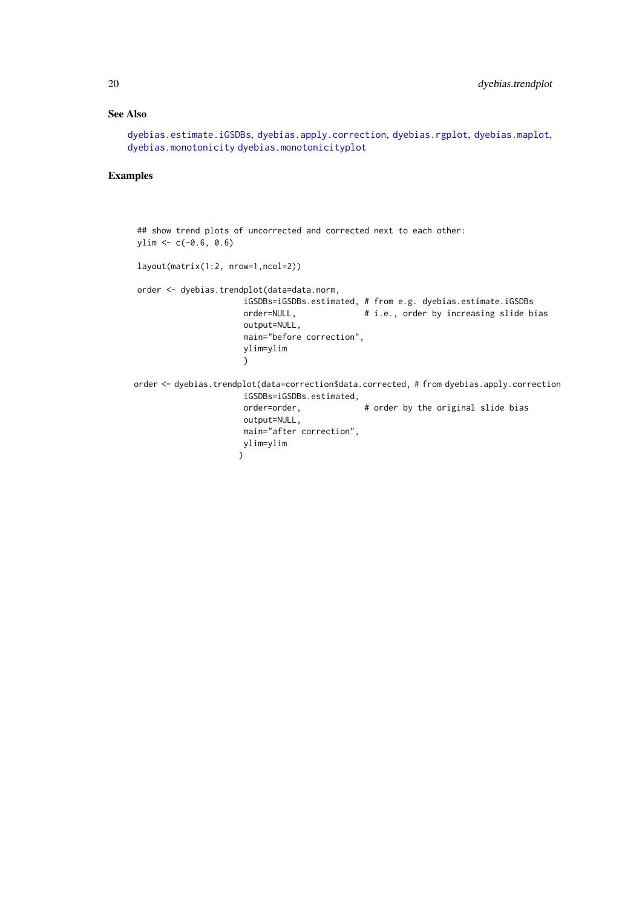### See Also

dyebias.estimate.iGSDBs, dyebias.apply.correction, dyebias.rgplot, dyebias.maplot, dyebias.monotonicity dyebias.monotonicityplot

### Examples

```
 ## show trend plots of uncorrected and corrected next to each other:
 ylim <- c(-0.6, 0.6)

 layout(matrix(1:2, nrow=1,ncol=2))

 order <- dyebias.trendplot(data=data.norm,
                       iGSDBs=iGSDBs.estimated, # from e.g. dyebias.estimate.iGSDBs
                       order=NULL,              # i.e., order by increasing slide bias
                       output=NULL,
                       main="before correction",
                       ylim=ylim
                       )

order <- dyebias.trendplot(data=correction$data.corrected, # from dyebias.apply.correction
                       iGSDBs=iGSDBs.estimated,
                       order=order,             # order by the original slide bias
                       output=NULL,
                       main="after correction",
                       ylim=ylim
                      )
```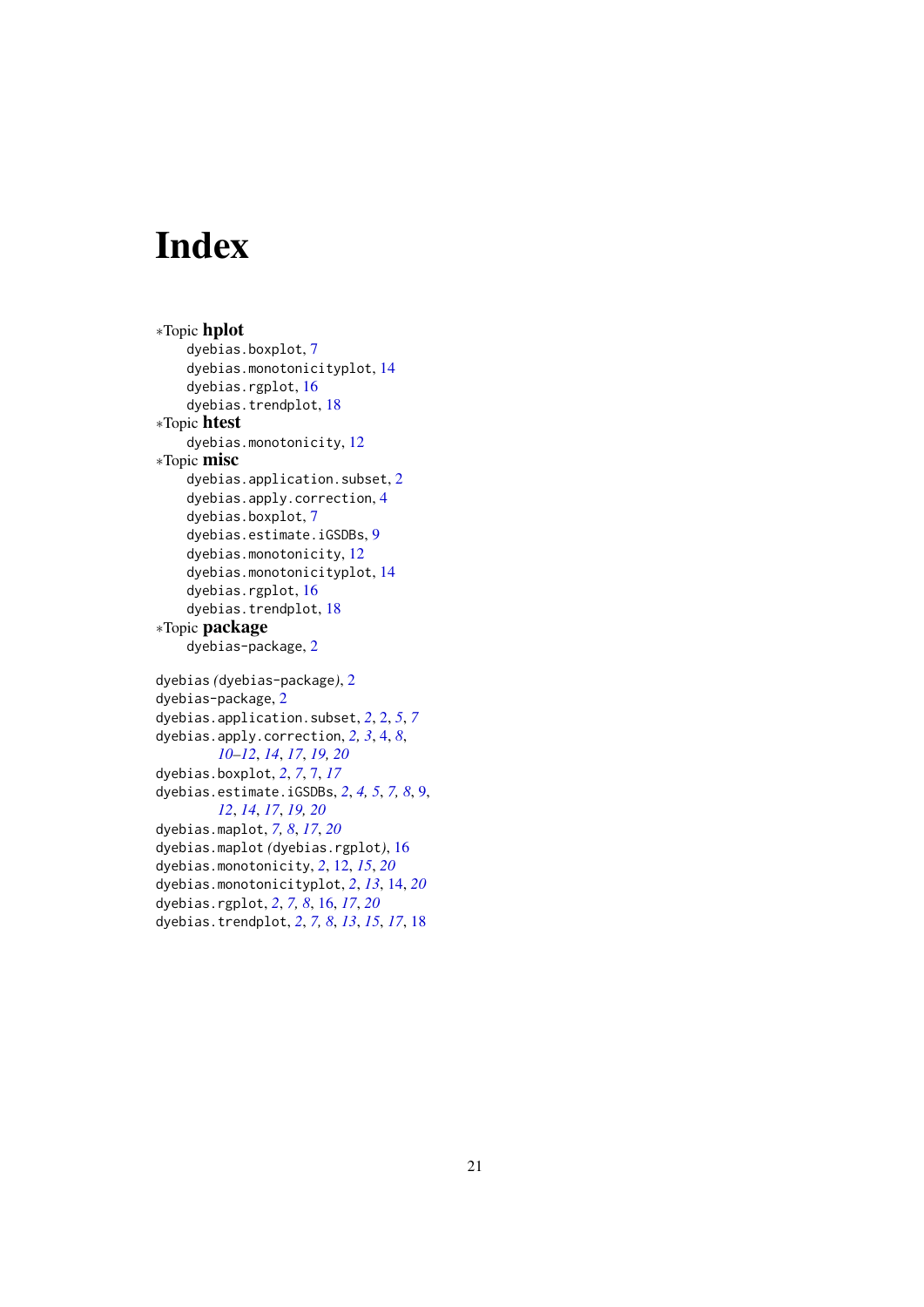# Index

*Topic **hplot**
- dyebias.boxplot, 7
- dyebias.monotonicityplot, 14
- dyebias.rgplot, 16
- dyebias.trendplot, 18

*Topic **htest**
- dyebias.monotonicity, 12

*Topic **misc**
- dyebias.application.subset, 2
- dyebias.apply.correction, 4
- dyebias.boxplot, 7
- dyebias.estimate.iGSDBs, 9
- dyebias.monotonicity, 12
- dyebias.monotonicityplot, 14
- dyebias.rgplot, 16
- dyebias.trendplot, 18

*Topic **package**
- dyebias-package, 2

dyebias (dyebias-package), 2
dyebias-package, 2
dyebias.application.subset, *2*, 2, *5*, *7*
dyebias.apply.correction, *2, 3*, 4, *8*, *10–12*, *14*, *17*, *19, 20*
dyebias.boxplot, *2*, *7*, 7, *17*
dyebias.estimate.iGSDBs, *2*, *4, 5*, *7, 8*, 9, *12*, *14*, *17*, *19, 20*
dyebias.maplot, *7, 8*, *17*, *20*
dyebias.maplot (dyebias.rgplot), 16
dyebias.monotonicity, *2*, 12, *15*, *20*
dyebias.monotonicityplot, *2*, *13*, 14, *20*
dyebias.rgplot, *2*, *7, 8*, 16, *17*, *20*
dyebias.trendplot, *2*, *7, 8*, *13*, *15*, *17*, 18